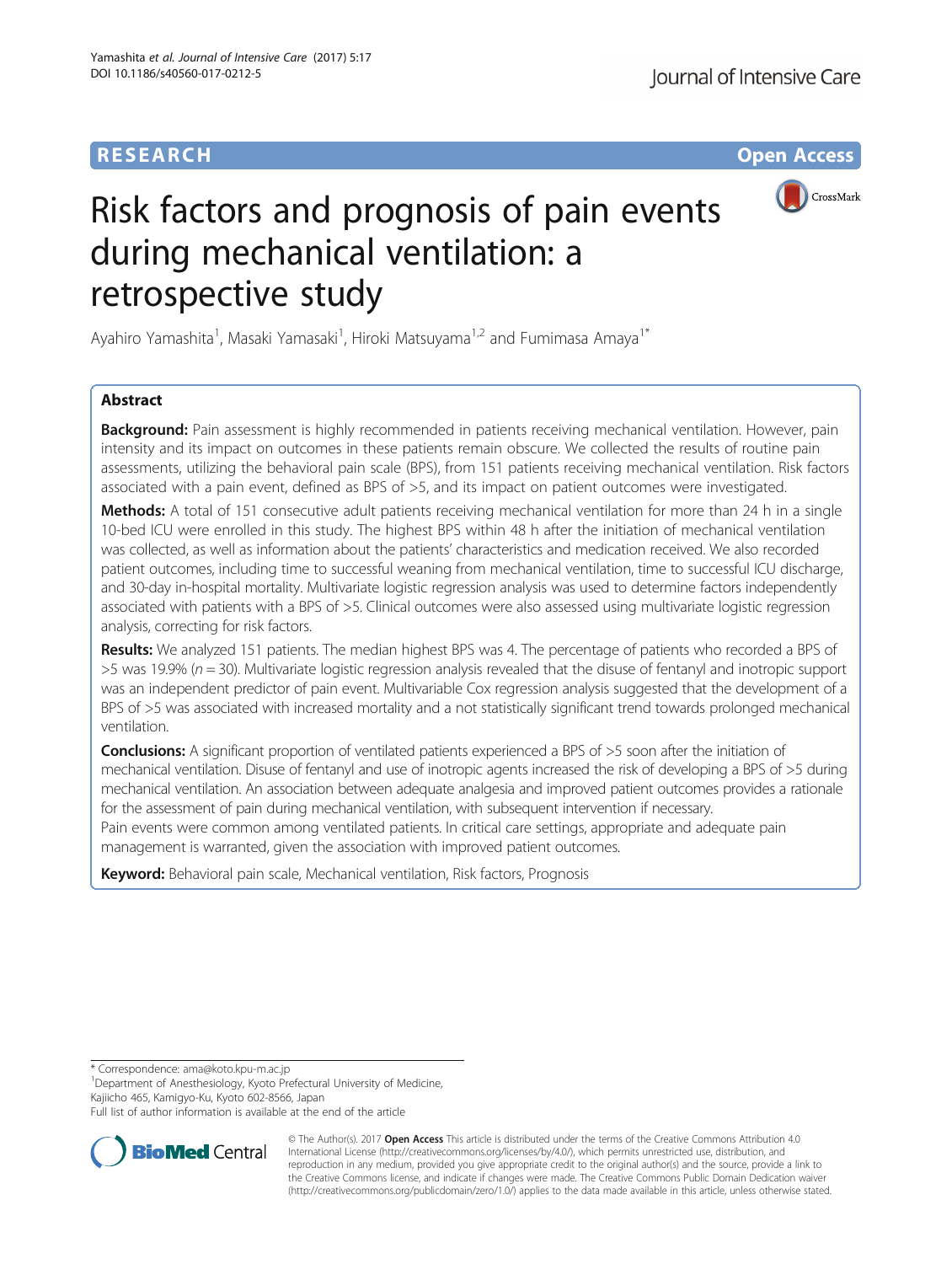RESEARCH Open Access

# Risk factors and prognosis of pain events during mechanical ventilation: a retrospective study

Ayahiro Yamashita[1], Masaki Yamasaki[1], Hiroki Matsuyama[1,2] and Fumimasa Amaya[1*]

## Abstract

**Background:** Pain assessment is highly recommended in patients receiving mechanical ventilation. However, pain intensity and its impact on outcomes in these patients remain obscure. We collected the results of routine pain assessments, utilizing the behavioral pain scale (BPS), from 151 patients receiving mechanical ventilation. Risk factors associated with a pain event, defined as BPS of >5, and its impact on patient outcomes were investigated.

**Methods:** A total of 151 consecutive adult patients receiving mechanical ventilation for more than 24 h in a single 10-bed ICU were enrolled in this study. The highest BPS within 48 h after the initiation of mechanical ventilation was collected, as well as information about the patients' characteristics and medication received. We also recorded patient outcomes, including time to successful weaning from mechanical ventilation, time to successful ICU discharge, and 30-day in-hospital mortality. Multivariate logistic regression analysis was used to determine factors independently associated with patients with a BPS of >5. Clinical outcomes were also assessed using multivariate logistic regression analysis, correcting for risk factors.

**Results:** We analyzed 151 patients. The median highest BPS was 4. The percentage of patients who recorded a BPS of >5 was 19.9% ($n = 30$). Multivariate logistic regression analysis revealed that the disuse of fentanyl and inotropic support was an independent predictor of pain event. Multivariable Cox regression analysis suggested that the development of a BPS of >5 was associated with increased mortality and a not statistically significant trend towards prolonged mechanical ventilation.

**Conclusions:** A significant proportion of ventilated patients experienced a BPS of >5 soon after the initiation of mechanical ventilation. Disuse of fentanyl and use of inotropic agents increased the risk of developing a BPS of >5 during mechanical ventilation. An association between adequate analgesia and improved patient outcomes provides a rationale for the assessment of pain during mechanical ventilation, with subsequent intervention if necessary.
Pain events were common among ventilated patients. In critical care settings, appropriate and adequate pain management is warranted, given the association with improved patient outcomes.

**Keyword:** Behavioral pain scale, Mechanical ventilation, Risk factors, Prognosis

---

\* Correspondence: ama@koto.kpu-m.ac.jp
[1]Department of Anesthesiology, Kyoto Prefectural University of Medicine, Kajiicho 465, Kamigyo-Ku, Kyoto 602-8566, Japan
Full list of author information is available at the end of the article

© The Author(s). 2017 **Open Access** This article is distributed under the terms of the Creative Commons Attribution 4.0 International License (http://creativecommons.org/licenses/by/4.0/), which permits unrestricted use, distribution, and reproduction in any medium, provided you give appropriate credit to the original author(s) and the source, provide a link to the Creative Commons license, and indicate if changes were made. The Creative Commons Public Domain Dedication waiver (http://creativecommons.org/publicdomain/zero/1.0/) applies to the data made available in this article, unless otherwise stated.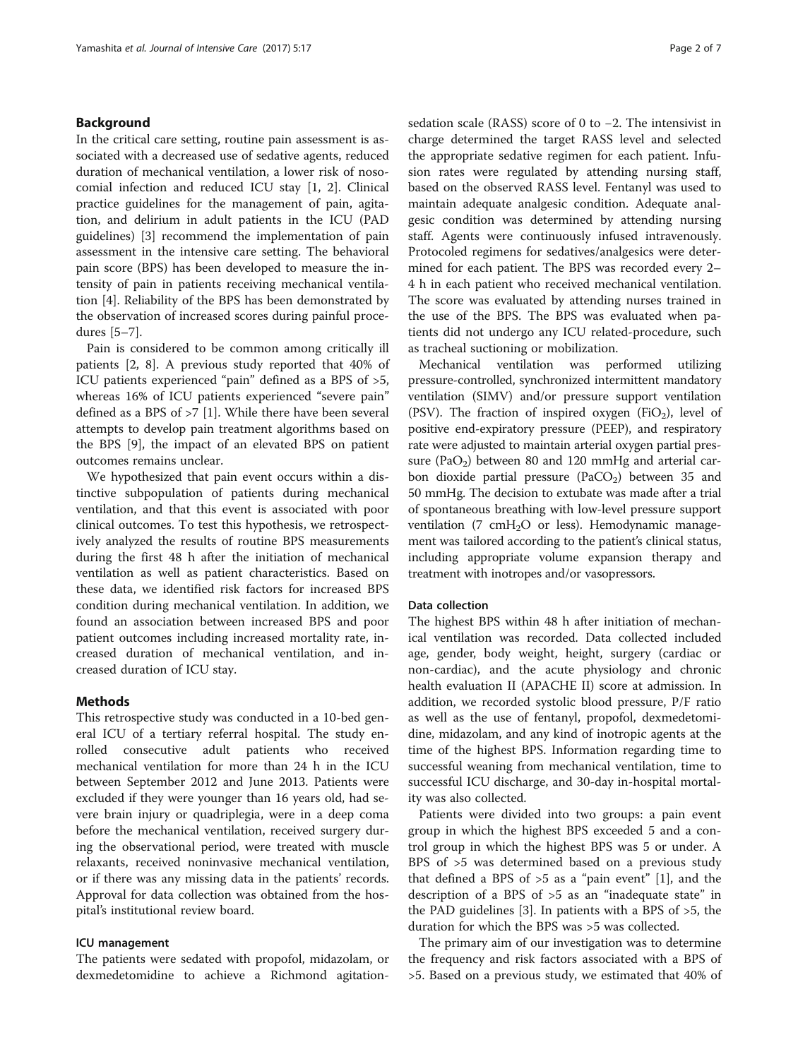## Background

In the critical care setting, routine pain assessment is associated with a decreased use of sedative agents, reduced duration of mechanical ventilation, a lower risk of nosocomial infection and reduced ICU stay [1, 2]. Clinical practice guidelines for the management of pain, agitation, and delirium in adult patients in the ICU (PAD guidelines) [3] recommend the implementation of pain assessment in the intensive care setting. The behavioral pain score (BPS) has been developed to measure the intensity of pain in patients receiving mechanical ventilation [4]. Reliability of the BPS has been demonstrated by the observation of increased scores during painful procedures [5–7].

Pain is considered to be common among critically ill patients [2, 8]. A previous study reported that 40% of ICU patients experienced "pain" defined as a BPS of >5, whereas 16% of ICU patients experienced "severe pain" defined as a BPS of >7 [1]. While there have been several attempts to develop pain treatment algorithms based on the BPS [9], the impact of an elevated BPS on patient outcomes remains unclear.

We hypothesized that pain event occurs within a distinctive subpopulation of patients during mechanical ventilation, and that this event is associated with poor clinical outcomes. To test this hypothesis, we retrospectively analyzed the results of routine BPS measurements during the first 48 h after the initiation of mechanical ventilation as well as patient characteristics. Based on these data, we identified risk factors for increased BPS condition during mechanical ventilation. In addition, we found an association between increased BPS and poor patient outcomes including increased mortality rate, increased duration of mechanical ventilation, and increased duration of ICU stay.

## Methods

This retrospective study was conducted in a 10-bed general ICU of a tertiary referral hospital. The study enrolled consecutive adult patients who received mechanical ventilation for more than 24 h in the ICU between September 2012 and June 2013. Patients were excluded if they were younger than 16 years old, had severe brain injury or quadriplegia, were in a deep coma before the mechanical ventilation, received surgery during the observational period, were treated with muscle relaxants, received noninvasive mechanical ventilation, or if there was any missing data in the patients' records. Approval for data collection was obtained from the hospital's institutional review board.

### ICU management

The patients were sedated with propofol, midazolam, or dexmedetomidine to achieve a Richmond agitation-sedation scale (RASS) score of 0 to −2. The intensivist in charge determined the target RASS level and selected the appropriate sedative regimen for each patient. Infusion rates were regulated by attending nursing staff, based on the observed RASS level. Fentanyl was used to maintain adequate analgesic condition. Adequate analgesic condition was determined by attending nursing staff. Agents were continuously infused intravenously. Protocoled regimens for sedatives/analgesics were determined for each patient. The BPS was recorded every 2–4 h in each patient who received mechanical ventilation. The score was evaluated by attending nurses trained in the use of the BPS. The BPS was evaluated when patients did not undergo any ICU related-procedure, such as tracheal suctioning or mobilization.

Mechanical ventilation was performed utilizing pressure-controlled, synchronized intermittent mandatory ventilation (SIMV) and/or pressure support ventilation (PSV). The fraction of inspired oxygen ($FiO_2$), level of positive end-expiratory pressure (PEEP), and respiratory rate were adjusted to maintain arterial oxygen partial pressure ($PaO_2$) between 80 and 120 mmHg and arterial carbon dioxide partial pressure ($PaCO_2$) between 35 and 50 mmHg. The decision to extubate was made after a trial of spontaneous breathing with low-level pressure support ventilation (7 $cmH_2O$ or less). Hemodynamic management was tailored according to the patient's clinical status, including appropriate volume expansion therapy and treatment with inotropes and/or vasopressors.

### Data collection

The highest BPS within 48 h after initiation of mechanical ventilation was recorded. Data collected included age, gender, body weight, height, surgery (cardiac or non-cardiac), and the acute physiology and chronic health evaluation II (APACHE II) score at admission. In addition, we recorded systolic blood pressure, P/F ratio as well as the use of fentanyl, propofol, dexmedetomidine, midazolam, and any kind of inotropic agents at the time of the highest BPS. Information regarding time to successful weaning from mechanical ventilation, time to successful ICU discharge, and 30-day in-hospital mortality was also collected.

Patients were divided into two groups: a pain event group in which the highest BPS exceeded 5 and a control group in which the highest BPS was 5 or under. A BPS of >5 was determined based on a previous study that defined a BPS of >5 as a "pain event" [1], and the description of a BPS of >5 as an "inadequate state" in the PAD guidelines [3]. In patients with a BPS of >5, the duration for which the BPS was >5 was collected.

The primary aim of our investigation was to determine the frequency and risk factors associated with a BPS of >5. Based on a previous study, we estimated that 40% of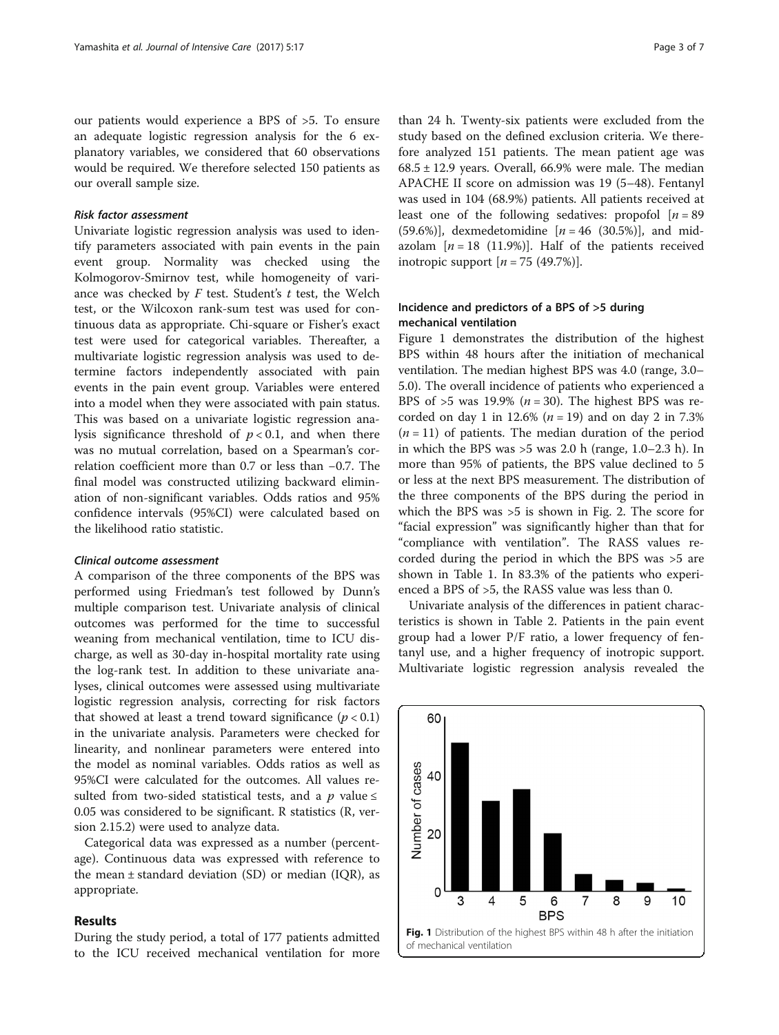our patients would experience a BPS of >5. To ensure an adequate logistic regression analysis for the 6 explanatory variables, we considered that 60 observations would be required. We therefore selected 150 patients as our overall sample size.

#### *Risk factor assessment*

Univariate logistic regression analysis was used to identify parameters associated with pain events in the pain event group. Normality was checked using the Kolmogorov-Smirnov test, while homogeneity of variance was checked by $F$ test. Student's $t$ test, the Welch test, or the Wilcoxon rank-sum test was used for continuous data as appropriate. Chi-square or Fisher's exact test were used for categorical variables. Thereafter, a multivariate logistic regression analysis was used to determine factors independently associated with pain events in the pain event group. Variables were entered into a model when they were associated with pain status. This was based on a univariate logistic regression analysis significance threshold of $p < 0.1$, and when there was no mutual correlation, based on a Spearman's correlation coefficient more than 0.7 or less than −0.7. The final model was constructed utilizing backward elimination of non-significant variables. Odds ratios and 95% confidence intervals (95%CI) were calculated based on the likelihood ratio statistic.

#### *Clinical outcome assessment*

A comparison of the three components of the BPS was performed using Friedman's test followed by Dunn's multiple comparison test. Univariate analysis of clinical outcomes was performed for the time to successful weaning from mechanical ventilation, time to ICU discharge, as well as 30-day in-hospital mortality rate using the log-rank test. In addition to these univariate analyses, clinical outcomes were assessed using multivariate logistic regression analysis, correcting for risk factors that showed at least a trend toward significance ($p < 0.1$) in the univariate analysis. Parameters were checked for linearity, and nonlinear parameters were entered into the model as nominal variables. Odds ratios as well as 95%CI were calculated for the outcomes. All values resulted from two-sided statistical tests, and a $p$ value ≤ 0.05 was considered to be significant. R statistics (R, version 2.15.2) were used to analyze data.

Categorical data was expressed as a number (percentage). Continuous data was expressed with reference to the mean ± standard deviation (SD) or median (IQR), as appropriate.

## Results

During the study period, a total of 177 patients admitted to the ICU received mechanical ventilation for more than 24 h. Twenty-six patients were excluded from the study based on the defined exclusion criteria. We therefore analyzed 151 patients. The mean patient age was 68.5 ± 12.9 years. Overall, 66.9% were male. The median APACHE II score on admission was 19 (5–48). Fentanyl was used in 104 (68.9%) patients. All patients received at least one of the following sedatives: propofol [$n = 89$ (59.6%)], dexmedetomidine [$n = 46$ (30.5%)], and midazolam [$n = 18$ (11.9%)]. Half of the patients received inotropic support [$n = 75$ (49.7%)].

### Incidence and predictors of a BPS of >5 during mechanical ventilation

Figure 1 demonstrates the distribution of the highest BPS within 48 hours after the initiation of mechanical ventilation. The median highest BPS was 4.0 (range, 3.0–5.0). The overall incidence of patients who experienced a BPS of >5 was 19.9% ($n = 30$). The highest BPS was recorded on day 1 in 12.6% ($n = 19$) and on day 2 in 7.3% ($n = 11$) of patients. The median duration of the period in which the BPS was >5 was 2.0 h (range, 1.0–2.3 h). In more than 95% of patients, the BPS value declined to 5 or less at the next BPS measurement. The distribution of the three components of the BPS during the period in which the BPS was >5 is shown in Fig. 2. The score for "facial expression" was significantly higher than that for "compliance with ventilation". The RASS values recorded during the period in which the BPS was >5 are shown in Table 1. In 83.3% of the patients who experienced a BPS of >5, the RASS value was less than 0.

Univariate analysis of the differences in patient characteristics is shown in Table 2. Patients in the pain event group had a lower P/F ratio, a lower frequency of fentanyl use, and a higher frequency of inotropic support. Multivariate logistic regression analysis revealed the

Fig. 1 Distribution of the highest BPS within 48 h after the initiation of mechanical ventilation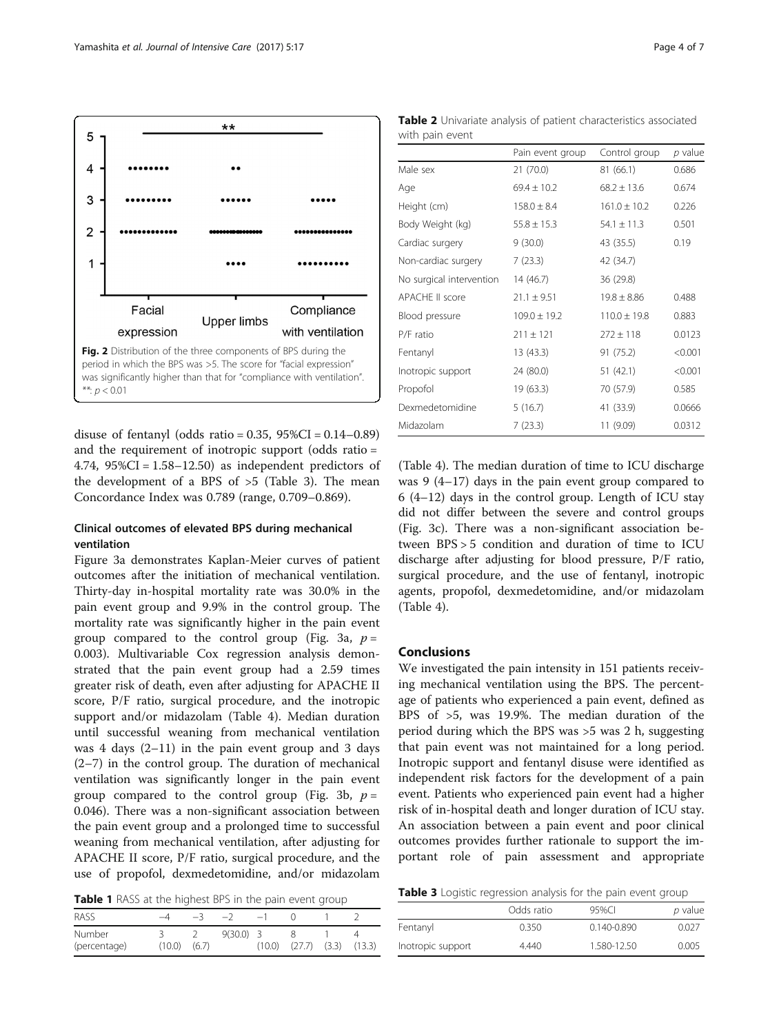Fig. 2 Distribution of the three components of BPS during the period in which the BPS was >5. The score for "facial expression" was significantly higher than that for "compliance with ventilation". **: $p < 0.01$

disuse of fentanyl (odds ratio = 0.35, 95%CI = 0.14–0.89) and the requirement of inotropic support (odds ratio = 4.74, 95%CI = 1.58–12.50) as independent predictors of the development of a BPS of >5 (Table 3). The mean Concordance Index was 0.789 (range, 0.709–0.869).

### Clinical outcomes of elevated BPS during mechanical ventilation

Figure 3a demonstrates Kaplan-Meier curves of patient outcomes after the initiation of mechanical ventilation. Thirty-day in-hospital mortality rate was 30.0% in the pain event group and 9.9% in the control group. The mortality rate was significantly higher in the pain event group compared to the control group (Fig. 3a, $p = 0.003$). Multivariable Cox regression analysis demonstrated that the pain event group had a 2.59 times greater risk of death, even after adjusting for APACHE II score, P/F ratio, surgical procedure, and the inotropic support and/or midazolam (Table 4). Median duration until successful weaning from mechanical ventilation was 4 days (2–11) in the pain event group and 3 days (2–7) in the control group. The duration of mechanical ventilation was significantly longer in the pain event group compared to the control group (Fig. 3b, $p = 0.046$). There was a non-significant association between the pain event group and a prolonged time to successful weaning from mechanical ventilation, after adjusting for APACHE II score, P/F ratio, surgical procedure, and the use of propofol, dexmedetomidine, and/or midazolam (Table 4). The median duration of time to ICU discharge was 9 (4–17) days in the pain event group compared to 6 (4–12) days in the control group. Length of ICU stay did not differ between the severe and control groups (Fig. 3c). There was a non-significant association between BPS > 5 condition and duration of time to ICU discharge after adjusting for blood pressure, P/F ratio, surgical procedure, and the use of fentanyl, inotropic agents, propofol, dexmedetomidine, and/or midazolam (Table 4).

**Table 1** RASS at the highest BPS in the pain event group

| RASS | −4 | −3 | −2 | −1 | 0 | 1 | 2 |
|---|---|---|---|---|---|---|---|
| Number (percentage) | 3 (10.0) | 2 (6.7) | 9(30.0) | 3 (10.0) | 8 (27.7) | 1 (3.3) | 4 (13.3) |

**Table 2** Univariate analysis of patient characteristics associated with pain event

| | Pain event group | Control group | *p* value |
|---|---|---|---|
| Male sex | 21 (70.0) | 81 (66.1) | 0.686 |
| Age | 69.4 ± 10.2 | 68.2 ± 13.6 | 0.674 |
| Height (cm) | 158.0 ± 8.4 | 161.0 ± 10.2 | 0.226 |
| Body Weight (kg) | 55.8 ± 15.3 | 54.1 ± 11.3 | 0.501 |
| Cardiac surgery | 9 (30.0) | 43 (35.5) | 0.19 |
| Non-cardiac surgery | 7 (23.3) | 42 (34.7) | |
| No surgical intervention | 14 (46.7) | 36 (29.8) | |
| APACHE II score | 21.1 ± 9.51 | 19.8 ± 8.86 | 0.488 |
| Blood pressure | 109.0 ± 19.2 | 110.0 ± 19.8 | 0.883 |
| P/F ratio | 211 ± 121 | 272 ± 118 | 0.0123 |
| Fentanyl | 13 (43.3) | 91 (75.2) | <0.001 |
| Inotropic support | 24 (80.0) | 51 (42.1) | <0.001 |
| Propofol | 19 (63.3) | 70 (57.9) | 0.585 |
| Dexmedetomidine | 5 (16.7) | 41 (33.9) | 0.0666 |
| Midazolam | 7 (23.3) | 11 (9.09) | 0.0312 |

## Conclusions

We investigated the pain intensity in 151 patients receiving mechanical ventilation using the BPS. The percentage of patients who experienced a pain event, defined as BPS of >5, was 19.9%. The median duration of the period during which the BPS was >5 was 2 h, suggesting that pain event was not maintained for a long period. Inotropic support and fentanyl disuse were identified as independent risk factors for the development of a pain event. Patients who experienced pain event had a higher risk of in-hospital death and longer duration of ICU stay. An association between a pain event and poor clinical outcomes provides further rationale to support the important role of pain assessment and appropriate

**Table 3** Logistic regression analysis for the pain event group

| | Odds ratio | 95%CI | *p* value |
|---|---|---|---|
| Fentanyl | 0.350 | 0.140-0.890 | 0.027 |
| Inotropic support | 4.440 | 1.580-12.50 | 0.005 |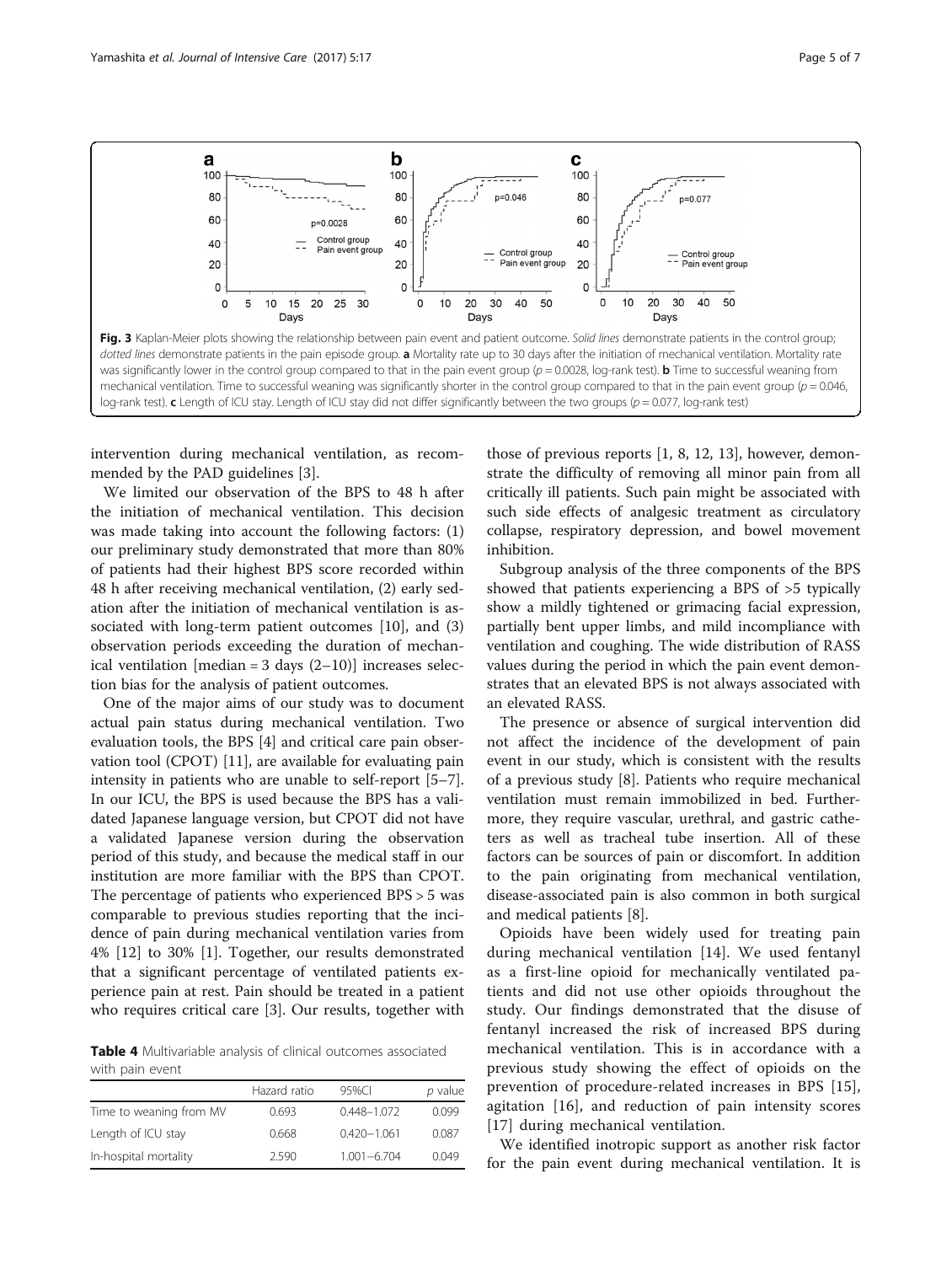Fig. 3 Kaplan-Meier plots showing the relationship between pain event and patient outcome. *Solid lines* demonstrate patients in the control group; *dotted lines* demonstrate patients in the pain episode group. **a** Mortality rate up to 30 days after the initiation of mechanical ventilation. Mortality rate was significantly lower in the control group compared to that in the pain event group ($p = 0.0028$, log-rank test). **b** Time to successful weaning from mechanical ventilation. Time to successful weaning was significantly shorter in the control group compared to that in the pain event group ($p = 0.046$, log-rank test). **c** Length of ICU stay. Length of ICU stay did not differ significantly between the two groups ($p = 0.077$, log-rank test)

intervention during mechanical ventilation, as recommended by the PAD guidelines [3].

We limited our observation of the BPS to 48 h after the initiation of mechanical ventilation. This decision was made taking into account the following factors: (1) our preliminary study demonstrated that more than 80% of patients had their highest BPS score recorded within 48 h after receiving mechanical ventilation, (2) early sedation after the initiation of mechanical ventilation is associated with long-term patient outcomes [10], and (3) observation periods exceeding the duration of mechanical ventilation [median = 3 days (2–10)] increases selection bias for the analysis of patient outcomes.

One of the major aims of our study was to document actual pain status during mechanical ventilation. Two evaluation tools, the BPS [4] and critical care pain observation tool (CPOT) [11], are available for evaluating pain intensity in patients who are unable to self-report [5–7]. In our ICU, the BPS is used because the BPS has a validated Japanese language version, but CPOT did not have a validated Japanese version during the observation period of this study, and because the medical staff in our institution are more familiar with the BPS than CPOT. The percentage of patients who experienced BPS > 5 was comparable to previous studies reporting that the incidence of pain during mechanical ventilation varies from 4% [12] to 30% [1]. Together, our results demonstrated that a significant percentage of ventilated patients experience pain at rest. Pain should be treated in a patient who requires critical care [3]. Our results, together with those of previous reports [1, 8, 12, 13], however, demonstrate the difficulty of removing all minor pain from all critically ill patients. Such pain might be associated with such side effects of analgesic treatment as circulatory collapse, respiratory depression, and bowel movement inhibition.

**Table 4** Multivariable analysis of clinical outcomes associated with pain event

| | Hazard ratio | 95%CI | *p* value |
|---|---|---|---|
| Time to weaning from MV | 0.693 | 0.448–1.072 | 0.099 |
| Length of ICU stay | 0.668 | 0.420–1.061 | 0.087 |
| In-hospital mortality | 2.590 | 1.001–6.704 | 0.049 |

Subgroup analysis of the three components of the BPS showed that patients experiencing a BPS of >5 typically show a mildly tightened or grimacing facial expression, partially bent upper limbs, and mild incompliance with ventilation and coughing. The wide distribution of RASS values during the period in which the pain event demonstrates that an elevated BPS is not always associated with an elevated RASS.

The presence or absence of surgical intervention did not affect the incidence of the development of pain event in our study, which is consistent with the results of a previous study [8]. Patients who require mechanical ventilation must remain immobilized in bed. Furthermore, they require vascular, urethral, and gastric catheters as well as tracheal tube insertion. All of these factors can be sources of pain or discomfort. In addition to the pain originating from mechanical ventilation, disease-associated pain is also common in both surgical and medical patients [8].

Opioids have been widely used for treating pain during mechanical ventilation [14]. We used fentanyl as a first-line opioid for mechanically ventilated patients and did not use other opioids throughout the study. Our findings demonstrated that the disuse of fentanyl increased the risk of increased BPS during mechanical ventilation. This is in accordance with a previous study showing the effect of opioids on the prevention of procedure-related increases in BPS [15], agitation [16], and reduction of pain intensity scores [17] during mechanical ventilation.

We identified inotropic support as another risk factor for the pain event during mechanical ventilation. It is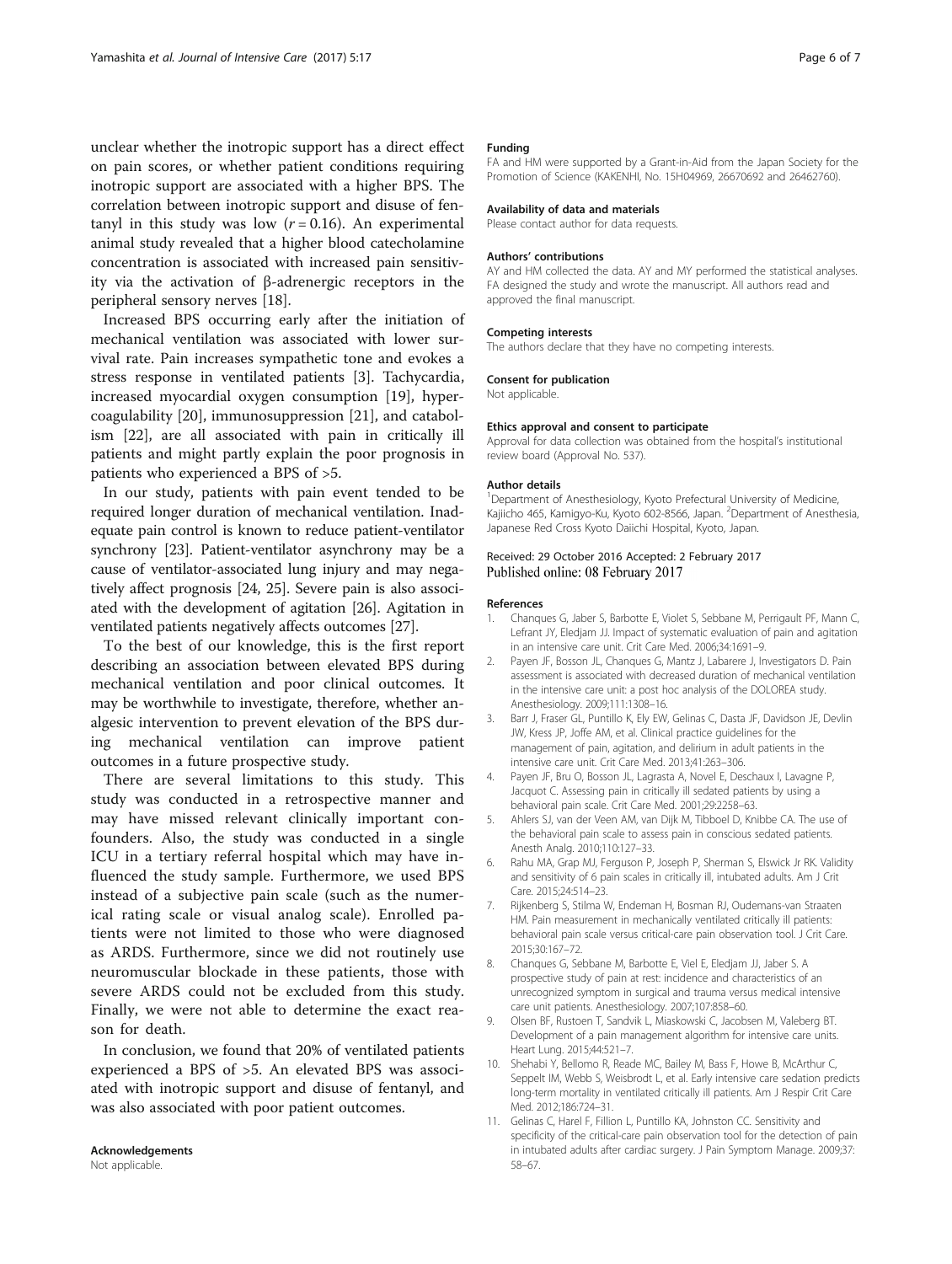unclear whether the inotropic support has a direct effect on pain scores, or whether patient conditions requiring inotropic support are associated with a higher BPS. The correlation between inotropic support and disuse of fentanyl in this study was low ($r = 0.16$). An experimental animal study revealed that a higher blood catecholamine concentration is associated with increased pain sensitivity via the activation of β-adrenergic receptors in the peripheral sensory nerves [18].

Increased BPS occurring early after the initiation of mechanical ventilation was associated with lower survival rate. Pain increases sympathetic tone and evokes a stress response in ventilated patients [3]. Tachycardia, increased myocardial oxygen consumption [19], hypercoagulability [20], immunosuppression [21], and catabolism [22], are all associated with pain in critically ill patients and might partly explain the poor prognosis in patients who experienced a BPS of >5.

In our study, patients with pain event tended to be required longer duration of mechanical ventilation. Inadequate pain control is known to reduce patient-ventilator synchrony [23]. Patient-ventilator asynchrony may be a cause of ventilator-associated lung injury and may negatively affect prognosis [24, 25]. Severe pain is also associated with the development of agitation [26]. Agitation in ventilated patients negatively affects outcomes [27].

To the best of our knowledge, this is the first report describing an association between elevated BPS during mechanical ventilation and poor clinical outcomes. It may be worthwhile to investigate, therefore, whether analgesic intervention to prevent elevation of the BPS during mechanical ventilation can improve patient outcomes in a future prospective study.

There are several limitations to this study. This study was conducted in a retrospective manner and may have missed relevant clinically important confounders. Also, the study was conducted in a single ICU in a tertiary referral hospital which may have influenced the study sample. Furthermore, we used BPS instead of a subjective pain scale (such as the numerical rating scale or visual analog scale). Enrolled patients were not limited to those who were diagnosed as ARDS. Furthermore, since we did not routinely use neuromuscular blockade in these patients, those with severe ARDS could not be excluded from this study. Finally, we were not able to determine the exact reason for death.

In conclusion, we found that 20% of ventilated patients experienced a BPS of >5. An elevated BPS was associated with inotropic support and disuse of fentanyl, and was also associated with poor patient outcomes.

#### Acknowledgements
Not applicable.

#### Funding
FA and HM were supported by a Grant-in-Aid from the Japan Society for the Promotion of Science (KAKENHI, No. 15H04969, 26670692 and 26462760).

#### Availability of data and materials
Please contact author for data requests.

#### Authors' contributions
AY and HM collected the data. AY and MY performed the statistical analyses. FA designed the study and wrote the manuscript. All authors read and approved the final manuscript.

#### Competing interests
The authors declare that they have no competing interests.

#### Consent for publication
Not applicable.

#### Ethics approval and consent to participate
Approval for data collection was obtained from the hospital's institutional review board (Approval No. 537).

#### Author details
[1]Department of Anesthesiology, Kyoto Prefectural University of Medicine, Kajiicho 465, Kamigyo-Ku, Kyoto 602-8566, Japan. [2]Department of Anesthesia, Japanese Red Cross Kyoto Daiichi Hospital, Kyoto, Japan.

Received: 29 October 2016 Accepted: 2 February 2017
Published online: 08 February 2017

#### References
1. Chanques G, Jaber S, Barbotte E, Violet S, Sebbane M, Perrigault PF, Mann C, Lefrant JY, Eledjam JJ. Impact of systematic evaluation of pain and agitation in an intensive care unit. Crit Care Med. 2006;34:1691–9.
2. Payen JF, Bosson JL, Chanques G, Mantz J, Labarere J, Investigators D. Pain assessment is associated with decreased duration of mechanical ventilation in the intensive care unit: a post hoc analysis of the DOLOREA study. Anesthesiology. 2009;111:1308–16.
3. Barr J, Fraser GL, Puntillo K, Ely EW, Gelinas C, Dasta JF, Davidson JE, Devlin JW, Kress JP, Joffe AM, et al. Clinical practice guidelines for the management of pain, agitation, and delirium in adult patients in the intensive care unit. Crit Care Med. 2013;41:263–306.
4. Payen JF, Bru O, Bosson JL, Lagrasta A, Novel E, Deschaux I, Lavagne P, Jacquot C. Assessing pain in critically ill sedated patients by using a behavioral pain scale. Crit Care Med. 2001;29:2258–63.
5. Ahlers SJ, van der Veen AM, van Dijk M, Tibboel D, Knibbe CA. The use of the behavioral pain scale to assess pain in conscious sedated patients. Anesth Analg. 2010;110:127–33.
6. Rahu MA, Grap MJ, Ferguson P, Joseph P, Sherman S, Elswick Jr RK. Validity and sensitivity of 6 pain scales in critically ill, intubated adults. Am J Crit Care. 2015;24:514–23.
7. Rijkenberg S, Stilma W, Endeman H, Bosman RJ, Oudemans-van Straaten HM. Pain measurement in mechanically ventilated critically ill patients: behavioral pain scale versus critical-care pain observation tool. J Crit Care. 2015;30:167–72.
8. Chanques G, Sebbane M, Barbotte E, Viel E, Eledjam JJ, Jaber S. A prospective study of pain at rest: incidence and characteristics of an unrecognized symptom in surgical and trauma versus medical intensive care unit patients. Anesthesiology. 2007;107:858–60.
9. Olsen BF, Rustoen T, Sandvik L, Miaskowski C, Jacobsen M, Valeberg BT. Development of a pain management algorithm for intensive care units. Heart Lung. 2015;44:521–7.
10. Shehabi Y, Bellomo R, Reade MC, Bailey M, Bass F, Howe B, McArthur C, Seppelt IM, Webb S, Weisbrodt L, et al. Early intensive care sedation predicts long-term mortality in ventilated critically ill patients. Am J Respir Crit Care Med. 2012;186:724–31.
11. Gelinas C, Harel F, Fillion L, Puntillo KA, Johnston CC. Sensitivity and specificity of the critical-care pain observation tool for the detection of pain in intubated adults after cardiac surgery. J Pain Symptom Manage. 2009;37:58–67.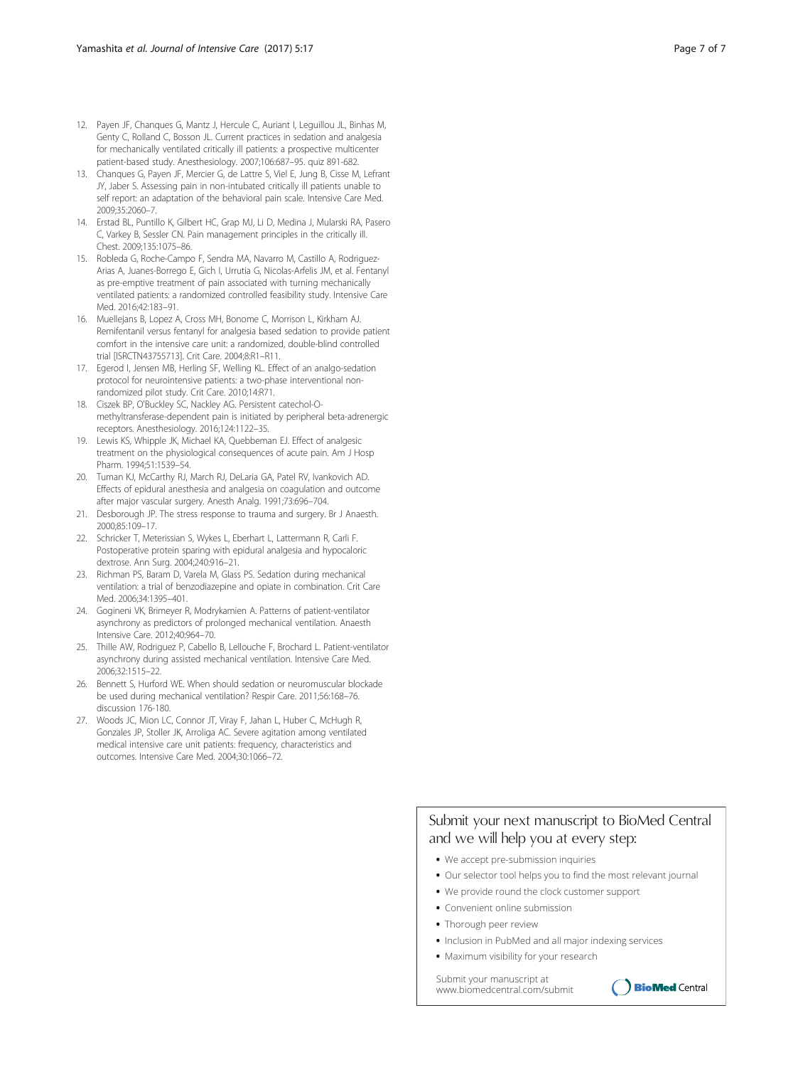12. Payen JF, Chanques G, Mantz J, Hercule C, Auriant I, Leguillou JL, Binhas M, Genty C, Rolland C, Bosson JL. Current practices in sedation and analgesia for mechanically ventilated critically ill patients: a prospective multicenter patient-based study. Anesthesiology. 2007;106:687–95. quiz 891-682.
13. Chanques G, Payen JF, Mercier G, de Lattre S, Viel E, Jung B, Cisse M, Lefrant JY, Jaber S. Assessing pain in non-intubated critically ill patients unable to self report: an adaptation of the behavioral pain scale. Intensive Care Med. 2009;35:2060–7.
14. Erstad BL, Puntillo K, Gilbert HC, Grap MJ, Li D, Medina J, Mularski RA, Pasero C, Varkey B, Sessler CN. Pain management principles in the critically ill. Chest. 2009;135:1075–86.
15. Robleda G, Roche-Campo F, Sendra MA, Navarro M, Castillo A, Rodriguez-Arias A, Juanes-Borrego E, Gich I, Urrutia G, Nicolas-Arfelis JM, et al. Fentanyl as pre-emptive treatment of pain associated with turning mechanically ventilated patients: a randomized controlled feasibility study. Intensive Care Med. 2016;42:183–91.
16. Muellejans B, Lopez A, Cross MH, Bonome C, Morrison L, Kirkham AJ. Remifentanil versus fentanyl for analgesia based sedation to provide patient comfort in the intensive care unit: a randomized, double-blind controlled trial [ISRCTN43755713]. Crit Care. 2004;8:R1–R11.
17. Egerod I, Jensen MB, Herling SF, Welling KL. Effect of an analgo-sedation protocol for neurointensive patients: a two-phase interventional non-randomized pilot study. Crit Care. 2010;14:R71.
18. Ciszek BP, O'Buckley SC, Nackley AG. Persistent catechol-O-methyltransferase-dependent pain is initiated by peripheral beta-adrenergic receptors. Anesthesiology. 2016;124:1122–35.
19. Lewis KS, Whipple JK, Michael KA, Quebbeman EJ. Effect of analgesic treatment on the physiological consequences of acute pain. Am J Hosp Pharm. 1994;51:1539–54.
20. Tuman KJ, McCarthy RJ, March RJ, DeLaria GA, Patel RV, Ivankovich AD. Effects of epidural anesthesia and analgesia on coagulation and outcome after major vascular surgery. Anesth Analg. 1991;73:696–704.
21. Desborough JP. The stress response to trauma and surgery. Br J Anaesth. 2000;85:109–17.
22. Schricker T, Meterissian S, Wykes L, Eberhart L, Lattermann R, Carli F. Postoperative protein sparing with epidural analgesia and hypocaloric dextrose. Ann Surg. 2004;240:916–21.
23. Richman PS, Baram D, Varela M, Glass PS. Sedation during mechanical ventilation: a trial of benzodiazepine and opiate in combination. Crit Care Med. 2006;34:1395–401.
24. Gogineni VK, Brimeyer R, Modrykamien A. Patterns of patient-ventilator asynchrony as predictors of prolonged mechanical ventilation. Anaesth Intensive Care. 2012;40:964–70.
25. Thille AW, Rodriguez P, Cabello B, Lellouche F, Brochard L. Patient-ventilator asynchrony during assisted mechanical ventilation. Intensive Care Med. 2006;32:1515–22.
26. Bennett S, Hurford WE. When should sedation or neuromuscular blockade be used during mechanical ventilation? Respir Care. 2011;56:168–76. discussion 176-180.
27. Woods JC, Mion LC, Connor JT, Viray F, Jahan L, Huber C, McHugh R, Gonzales JP, Stoller JK, Arroliga AC. Severe agitation among ventilated medical intensive care unit patients: frequency, characteristics and outcomes. Intensive Care Med. 2004;30:1066–72.

Submit your next manuscript to BioMed Central and we will help you at every step:

- We accept pre-submission inquiries
- Our selector tool helps you to find the most relevant journal
- We provide round the clock customer support
- Convenient online submission
- Thorough peer review
- Inclusion in PubMed and all major indexing services
- Maximum visibility for your research

Submit your manuscript at
www.biomedcentral.com/submit

BioMed Central